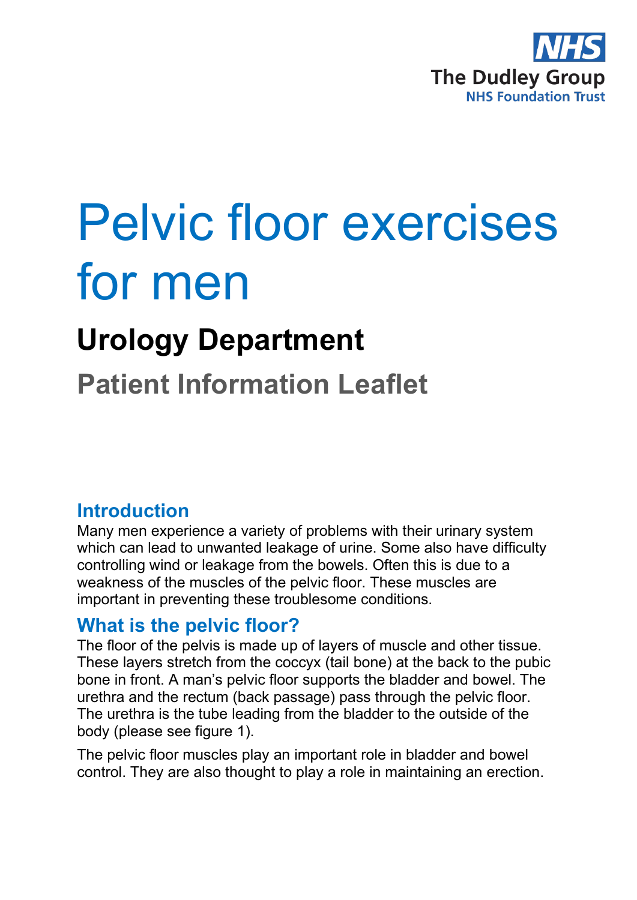NHS

The Dudley Group
NHS Foundation Trust

# Pelvic floor exercises for men

## Urology Department

## Patient Information Leaflet

### Introduction

Many men experience a variety of problems with their urinary system which can lead to unwanted leakage of urine. Some also have difficulty controlling wind or leakage from the bowels. Often this is due to a weakness of the muscles of the pelvic floor. These muscles are important in preventing these troublesome conditions.

### What is the pelvic floor?

The floor of the pelvis is made up of layers of muscle and other tissue. These layers stretch from the coccyx (tail bone) at the back to the pubic bone in front. A man's pelvic floor supports the bladder and bowel. The urethra and the rectum (back passage) pass through the pelvic floor. The urethra is the tube leading from the bladder to the outside of the body (please see figure 1).

The pelvic floor muscles play an important role in bladder and bowel control. They are also thought to play a role in maintaining an erection.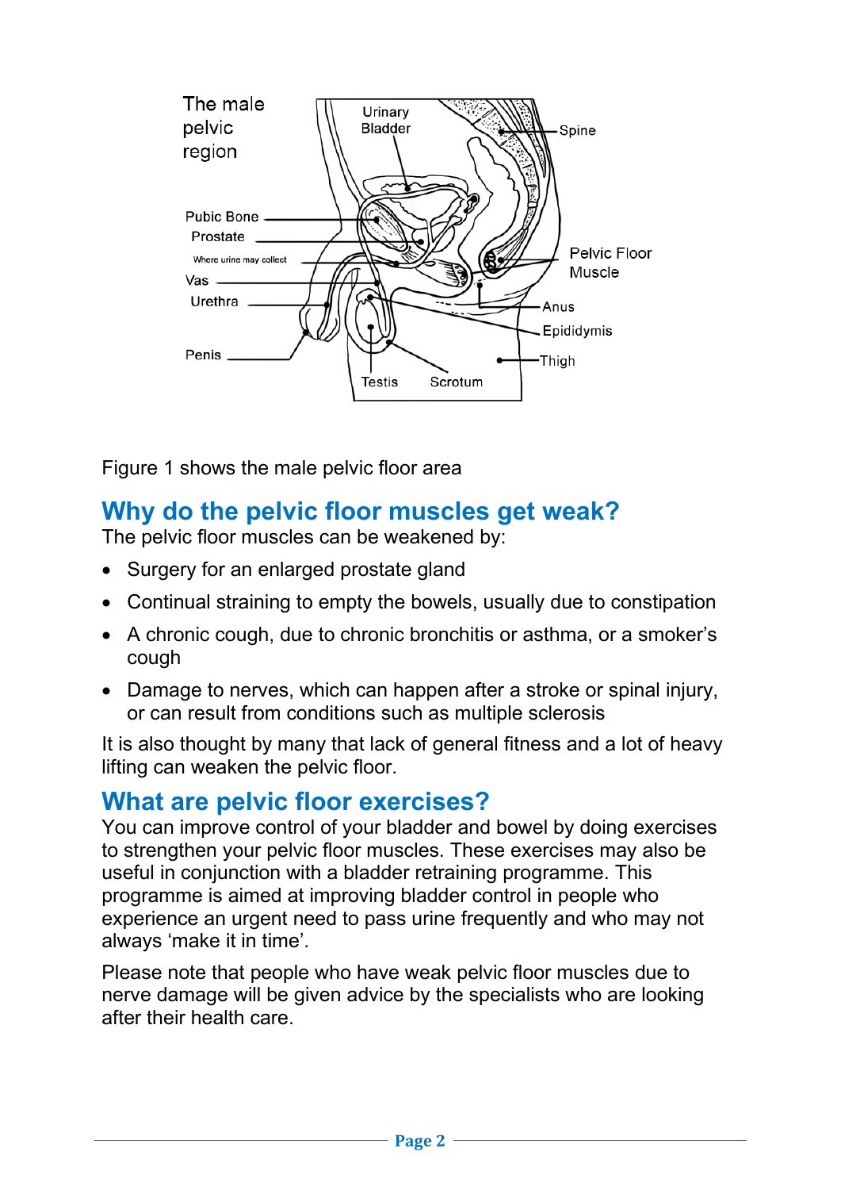The male pelvic region

Urinary Bladder

Spine

Pubic Bone

Prostate

Where urine may collect

Vas

Urethra

Pelvic Floor Muscle

Anus

Epididymis

Penis

Thigh

Testis

Scrotum

Figure 1 shows the male pelvic floor area

## Why do the pelvic floor muscles get weak?

The pelvic floor muscles can be weakened by:

- Surgery for an enlarged prostate gland
- Continual straining to empty the bowels, usually due to constipation
- A chronic cough, due to chronic bronchitis or asthma, or a smoker's cough
- Damage to nerves, which can happen after a stroke or spinal injury, or can result from conditions such as multiple sclerosis

It is also thought by many that lack of general fitness and a lot of heavy lifting can weaken the pelvic floor.

## What are pelvic floor exercises?

You can improve control of your bladder and bowel by doing exercises to strengthen your pelvic floor muscles. These exercises may also be useful in conjunction with a bladder retraining programme. This programme is aimed at improving bladder control in people who experience an urgent need to pass urine frequently and who may not always 'make it in time'.

Please note that people who have weak pelvic floor muscles due to nerve damage will be given advice by the specialists who are looking after their health care.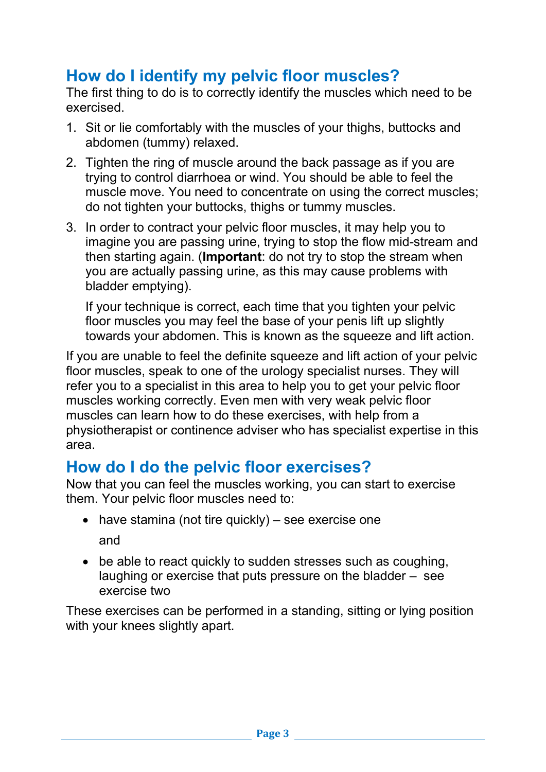## How do I identify my pelvic floor muscles?

The first thing to do is to correctly identify the muscles which need to be exercised.

1. Sit or lie comfortably with the muscles of your thighs, buttocks and abdomen (tummy) relaxed.
2. Tighten the ring of muscle around the back passage as if you are trying to control diarrhoea or wind. You should be able to feel the muscle move. You need to concentrate on using the correct muscles; do not tighten your buttocks, thighs or tummy muscles.
3. In order to contract your pelvic floor muscles, it may help you to imagine you are passing urine, trying to stop the flow mid-stream and then starting again. (**Important**: do not try to stop the stream when you are actually passing urine, as this may cause problems with bladder emptying).

   If your technique is correct, each time that you tighten your pelvic floor muscles you may feel the base of your penis lift up slightly towards your abdomen. This is known as the squeeze and lift action.

If you are unable to feel the definite squeeze and lift action of your pelvic floor muscles, speak to one of the urology specialist nurses. They will refer you to a specialist in this area to help you to get your pelvic floor muscles working correctly. Even men with very weak pelvic floor muscles can learn how to do these exercises, with help from a physiotherapist or continence adviser who has specialist expertise in this area.

## How do I do the pelvic floor exercises?

Now that you can feel the muscles working, you can start to exercise them. Your pelvic floor muscles need to:

- have stamina (not tire quickly) – see exercise one

  and

- be able to react quickly to sudden stresses such as coughing, laughing or exercise that puts pressure on the bladder – see exercise two

These exercises can be performed in a standing, sitting or lying position with your knees slightly apart.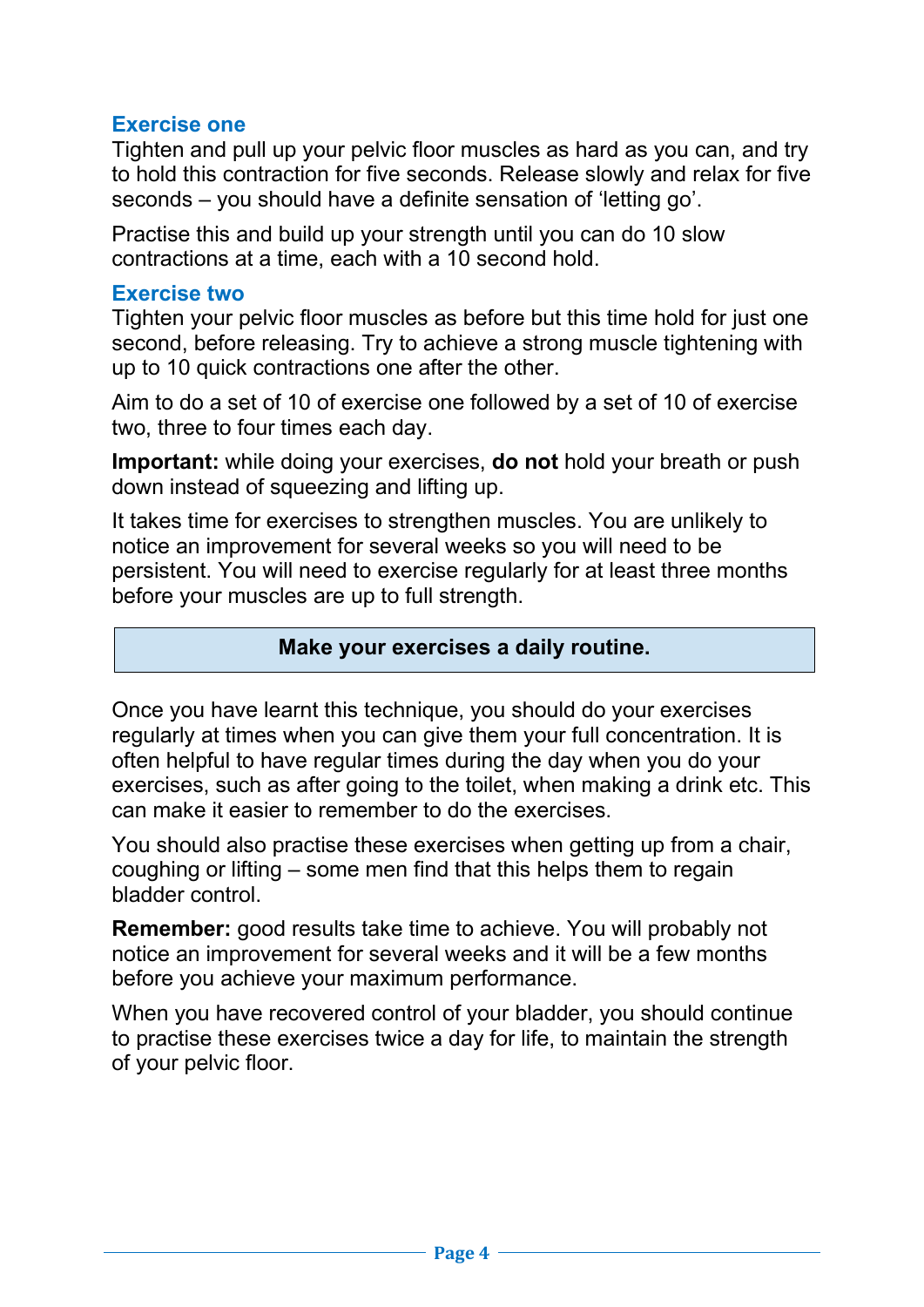### Exercise one

Tighten and pull up your pelvic floor muscles as hard as you can, and try to hold this contraction for five seconds. Release slowly and relax for five seconds – you should have a definite sensation of 'letting go'.

Practise this and build up your strength until you can do 10 slow contractions at a time, each with a 10 second hold.

### Exercise two

Tighten your pelvic floor muscles as before but this time hold for just one second, before releasing. Try to achieve a strong muscle tightening with up to 10 quick contractions one after the other.

Aim to do a set of 10 of exercise one followed by a set of 10 of exercise two, three to four times each day.

**Important:** while doing your exercises, **do not** hold your breath or push down instead of squeezing and lifting up.

It takes time for exercises to strengthen muscles. You are unlikely to notice an improvement for several weeks so you will need to be persistent. You will need to exercise regularly for at least three months before your muscles are up to full strength.

**Make your exercises a daily routine.**

Once you have learnt this technique, you should do your exercises regularly at times when you can give them your full concentration. It is often helpful to have regular times during the day when you do your exercises, such as after going to the toilet, when making a drink etc. This can make it easier to remember to do the exercises.

You should also practise these exercises when getting up from a chair, coughing or lifting – some men find that this helps them to regain bladder control.

**Remember:** good results take time to achieve. You will probably not notice an improvement for several weeks and it will be a few months before you achieve your maximum performance.

When you have recovered control of your bladder, you should continue to practise these exercises twice a day for life, to maintain the strength of your pelvic floor.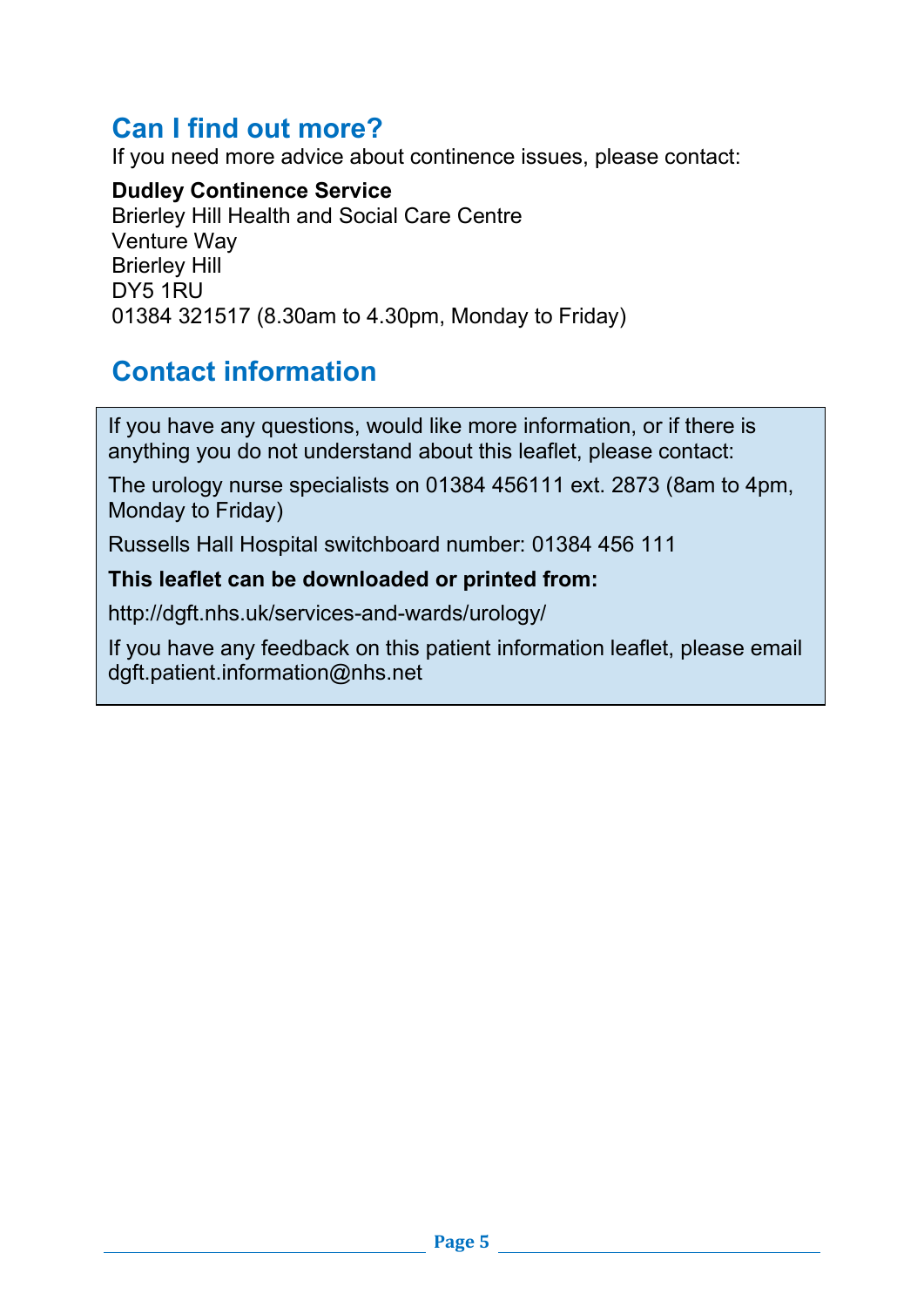## Can I find out more?

If you need more advice about continence issues, please contact:

**Dudley Continence Service**
Brierley Hill Health and Social Care Centre
Venture Way
Brierley Hill
DY5 1RU
01384 321517 (8.30am to 4.30pm, Monday to Friday)

## Contact information

If you have any questions, would like more information, or if there is anything you do not understand about this leaflet, please contact:

The urology nurse specialists on 01384 456111 ext. 2873 (8am to 4pm, Monday to Friday)

Russells Hall Hospital switchboard number: 01384 456 111

**This leaflet can be downloaded or printed from:**

http://dgft.nhs.uk/services-and-wards/urology/

If you have any feedback on this patient information leaflet, please email dgft.patient.information@nhs.net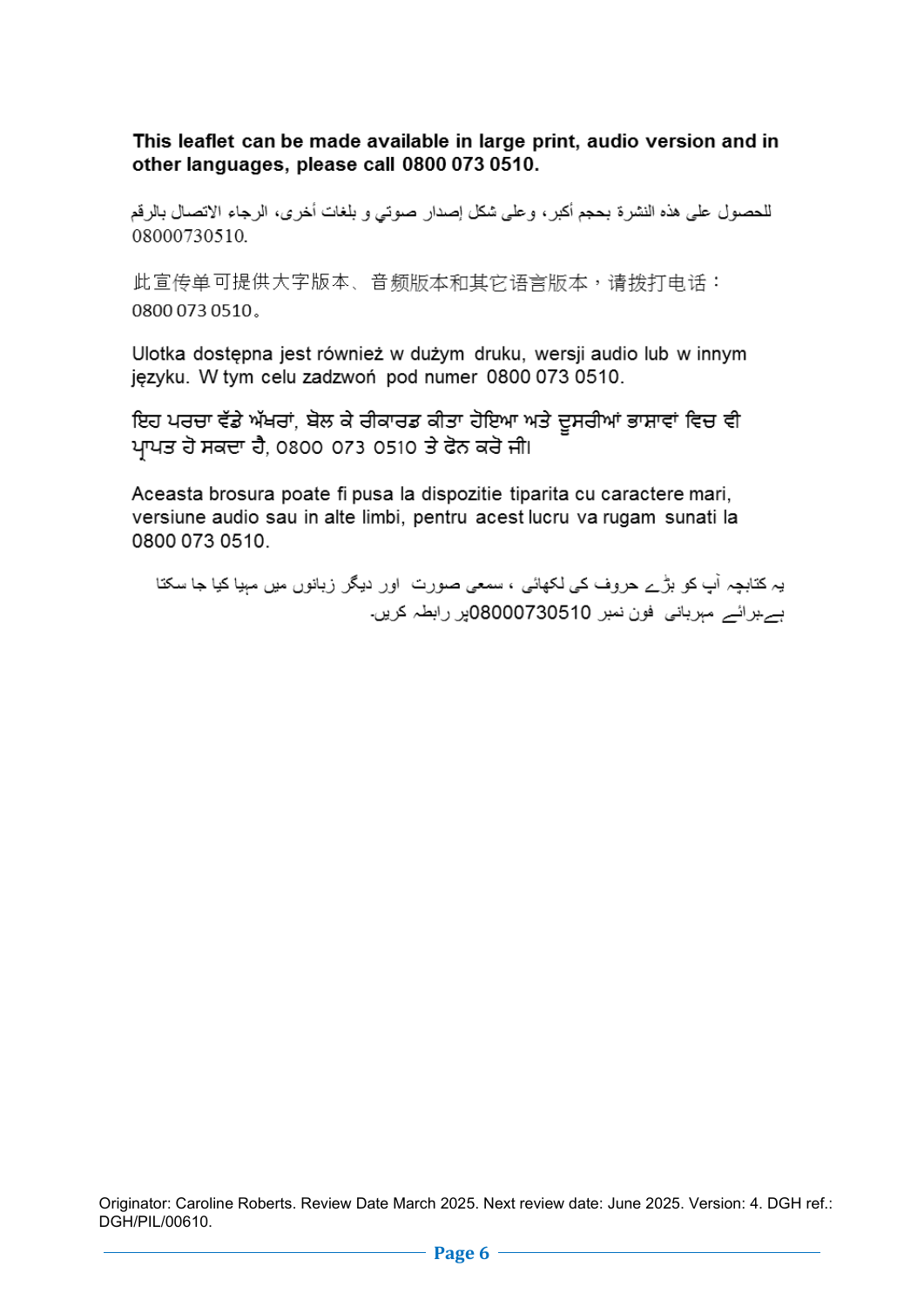**This leaflet can be made available in large print, audio version and in other languages, please call 0800 073 0510.**

للحصول على هذه النشرة بحجم أكبر، وعلى شكل إصدار صوتي و بلغات أخرى، الرجاء الاتصال بالرقم 08000730510.

此宣传单可提供大字版本、音频版本和其它语言版本，请拨打电话：0800 073 0510。

Ulotka dostępna jest również w dużym druku, wersji audio lub w innym języku. W tym celu zadzwoń pod numer 0800 073 0510.

ਇਹ ਪਰਚਾ ਵੱਡੇ ਅੱਖਰਾਂ, ਬੋਲ ਕੇ ਰੀਕਾਰਡ ਕੀਤਾ ਹੋਇਆ ਅਤੇ ਦੂਸਰੀਆਂ ਭਾਸ਼ਾਵਾਂ ਵਿਚ ਵੀ ਪ੍ਰਾਪਤ ਹੋ ਸਕਦਾ ਹੈ, 0800 073 0510 ਤੇ ਫੋਨ ਕਰੋ ਜੀ।

Aceasta brosura poate fi pusa la dispozitie tiparita cu caractere mari, versiune audio sau in alte limbi, pentru acest lucru va rugam sunati la 0800 073 0510.

یہ کتابچہ آپ کو بڑے حروف کی لکھائی ، سمعی صورت اور دیگر زبانوں میں مہیا کیا جا سکتا ہے۔برائے مہربانی فون نمبر 08000730510پر رابطہ کریں۔

Originator: Caroline Roberts. Review Date March 2025. Next review date: June 2025. Version: 4. DGH ref.: DGH/PIL/00610.